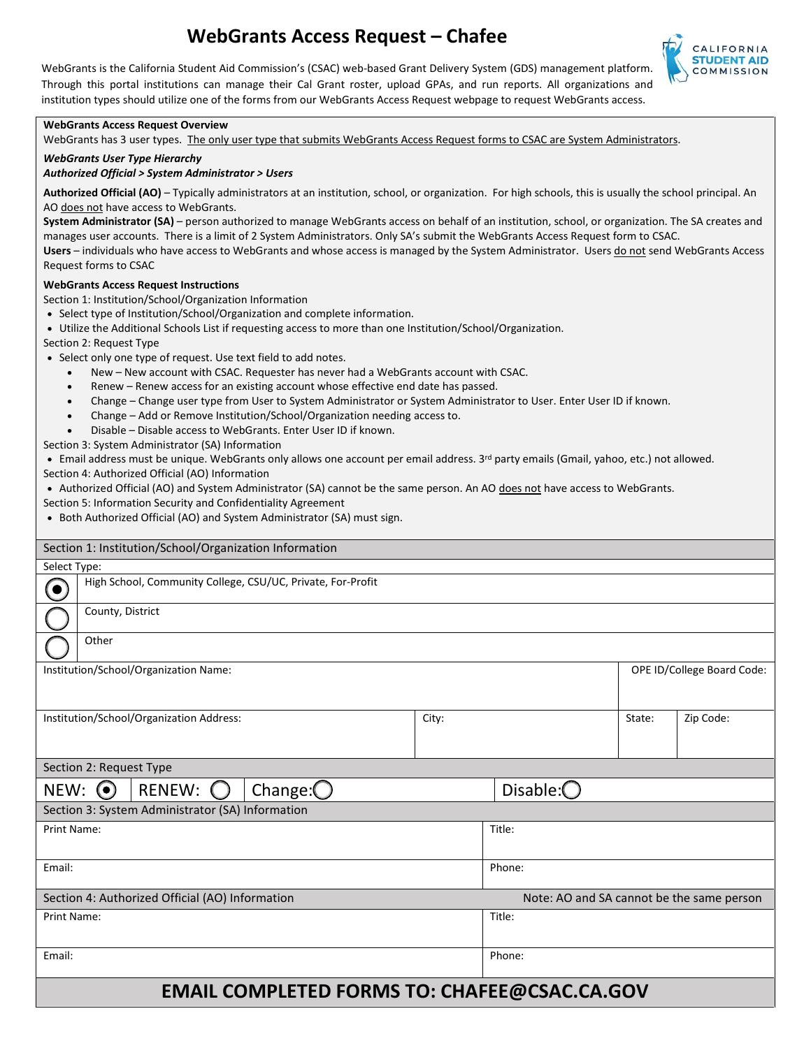# WebGrants Access Request – Chafee

WebGrants is the California Student Aid Commission's (CSAC) web-based Grant Delivery System (GDS) management platform. Through this portal institutions can manage their Cal Grant roster, upload GPAs, and run reports. All organizations and institution types should utilize one of the forms from our WebGrants Access Request webpage to request WebGrants access.

**WebGrants Access Request Overview**

WebGrants has 3 user types. The only user type that submits WebGrants Access Request forms to CSAC are System Administrators.

***WebGrants User Type Hierarchy***

***Authorized Official > System Administrator > Users***

**Authorized Official (AO)** – Typically administrators at an institution, school, or organization. For high schools, this is usually the school principal. An AO does not have access to WebGrants.

**System Administrator (SA)** – person authorized to manage WebGrants access on behalf of an institution, school, or organization. The SA creates and manages user accounts. There is a limit of 2 System Administrators. Only SA's submit the WebGrants Access Request form to CSAC.

**Users** – individuals who have access to WebGrants and whose access is managed by the System Administrator. Users do not send WebGrants Access Request forms to CSAC

**WebGrants Access Request Instructions**

Section 1: Institution/School/Organization Information

- Select type of Institution/School/Organization and complete information.
- Utilize the Additional Schools List if requesting access to more than one Institution/School/Organization.

Section 2: Request Type

- Select only one type of request. Use text field to add notes.
  - New – New account with CSAC. Requester has never had a WebGrants account with CSAC.
  - Renew – Renew access for an existing account whose effective end date has passed.
  - Change – Change user type from User to System Administrator or System Administrator to User. Enter User ID if known.
  - Change – Add or Remove Institution/School/Organization needing access to.
  - Disable – Disable access to WebGrants. Enter User ID if known.

Section 3: System Administrator (SA) Information

- Email address must be unique. WebGrants only allows one account per email address. 3rd party emails (Gmail, yahoo, etc.) not allowed.

Section 4: Authorized Official (AO) Information

- Authorized Official (AO) and System Administrator (SA) cannot be the same person. An AO does not have access to WebGrants.

Section 5: Information Security and Confidentiality Agreement

- Both Authorized Official (AO) and System Administrator (SA) must sign.

## Section 1: Institution/School/Organization Information

Select Type:

- (●) High School, Community College, CSU/UC, Private, For-Profit
- ( ) County, District
- ( ) Other

| | | | |
|---|---|---|---|
| Institution/School/Organization Name: | | | OPE ID/College Board Code: |
| Institution/School/Organization Address: | City: | State: | Zip Code: |

## Section 2: Request Type

NEW: (●) RENEW: ( ) Change: ( ) Disable: ( )

## Section 3: System Administrator (SA) Information

| | |
|---|---|
| Print Name: | Title: |
| Email: | Phone: |

## Section 4: Authorized Official (AO) Information

Note: AO and SA cannot be the same person

| | |
|---|---|
| Print Name: | Title: |
| Email: | Phone: |

**EMAIL COMPLETED FORMS TO: CHAFEE@CSAC.CA.GOV**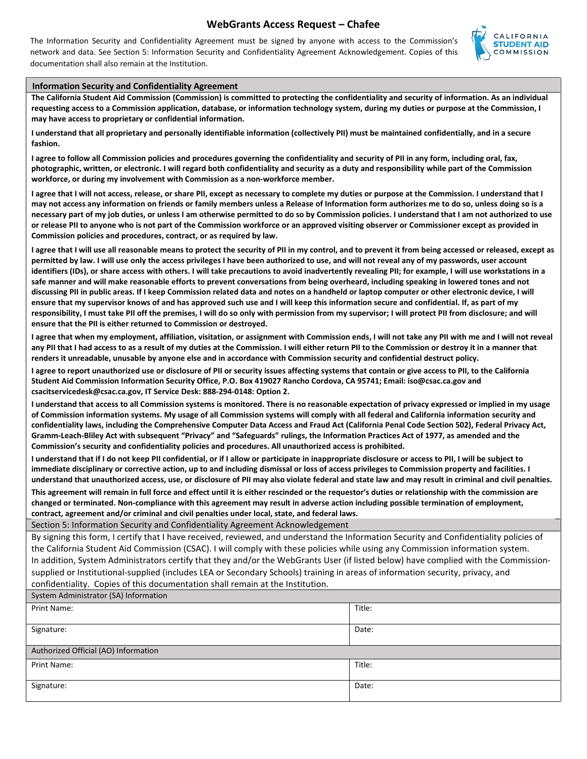# WebGrants Access Request – Chafee

The Information Security and Confidentiality Agreement must be signed by anyone with access to the Commission's network and data. See Section 5: Information Security and Confidentiality Agreement Acknowledgement. Copies of this documentation shall also remain at the Institution.

## Information Security and Confidentiality Agreement

**The California Student Aid Commission (Commission) is committed to protecting the confidentiality and security of information. As an individual requesting access to a Commission application, database, or information technology system, during my duties or purpose at the Commission, I may have access to proprietary or confidential information.**

**I understand that all proprietary and personally identifiable information (collectively PII) must be maintained confidentially, and in a secure fashion.**

**I agree to follow all Commission policies and procedures governing the confidentiality and security of PII in any form, including oral, fax, photographic, written, or electronic. I will regard both confidentiality and security as a duty and responsibility while part of the Commission workforce, or during my involvement with Commission as a non-workforce member.**

**I agree that I will not access, release, or share PII, except as necessary to complete my duties or purpose at the Commission. I understand that I may not access any information on friends or family members unless a Release of Information form authorizes me to do so, unless doing so is a necessary part of my job duties, or unless I am otherwise permitted to do so by Commission policies. I understand that I am not authorized to use or release PII to anyone who is not part of the Commission workforce or an approved visiting observer or Commissioner except as provided in Commission policies and procedures, contract, or as required by law.**

**I agree that I will use all reasonable means to protect the security of PII in my control, and to prevent it from being accessed or released, except as permitted by law. I will use only the access privileges I have been authorized to use, and will not reveal any of my passwords, user account identifiers (IDs), or share access with others. I will take precautions to avoid inadvertently revealing PII; for example, I will use workstations in a safe manner and will make reasonable efforts to prevent conversations from being overheard, including speaking in lowered tones and not discussing PII in public areas. If I keep Commission related data and notes on a handheld or laptop computer or other electronic device, I will ensure that my supervisor knows of and has approved such use and I will keep this information secure and confidential. If, as part of my responsibility, I must take PII off the premises, I will do so only with permission from my supervisor; I will protect PII from disclosure; and will ensure that the PII is either returned to Commission or destroyed.**

**I agree that when my employment, affiliation, visitation, or assignment with Commission ends, I will not take any PII with me and I will not reveal any PII that I had access to as a result of my duties at the Commission. I will either return PII to the Commission or destroy it in a manner that renders it unreadable, unusable by anyone else and in accordance with Commission security and confidential destruct policy.**

**I agree to report unauthorized use or disclosure of PII or security issues affecting systems that contain or give access to PII, to the California Student Aid Commission Information Security Office, P.O. Box 419027 Rancho Cordova, CA 95741; Email: iso@csac.ca.gov and csacitservicedesk@csac.ca.gov, IT Service Desk: 888-294-0148: Option 2.**

**I understand that access to all Commission systems is monitored. There is no reasonable expectation of privacy expressed or implied in my usage of Commission information systems. My usage of all Commission systems will comply with all federal and California information security and confidentiality laws, including the Comprehensive Computer Data Access and Fraud Act (California Penal Code Section 502), Federal Privacy Act, Gramm-Leach-Bliley Act with subsequent "Privacy" and "Safeguards" rulings, the Information Practices Act of 1977, as amended and the Commission's security and confidentiality policies and procedures. All unauthorized access is prohibited.**

**I understand that if I do not keep PII confidential, or if I allow or participate in inappropriate disclosure or access to PII, I will be subject to immediate disciplinary or corrective action, up to and including dismissal or loss of access privileges to Commission property and facilities. I understand that unauthorized access, use, or disclosure of PII may also violate federal and state law and may result in criminal and civil penalties.**

**This agreement will remain in full force and effect until it is either rescinded or the requestor's duties or relationship with the commission are changed or terminated. Non-compliance with this agreement may result in adverse action including possible termination of employment, contract, agreement and/or criminal and civil penalties under local, state, and federal laws.**

## Section 5: Information Security and Confidentiality Agreement Acknowledgement

By signing this form, I certify that I have received, reviewed, and understand the Information Security and Confidentiality policies of the California Student Aid Commission (CSAC). I will comply with these policies while using any Commission information system. In addition, System Administrators certify that they and/or the WebGrants User (if listed below) have complied with the Commission-supplied or Institutional-supplied (includes LEA or Secondary Schools) training in areas of information security, privacy, and confidentiality. Copies of this documentation shall remain at the Institution.

| System Administrator (SA) Information | |
|---|---|
| Print Name: | Title: |
| Signature: | Date: |

| Authorized Official (AO) Information | |
|---|---|
| Print Name: | Title: |
| Signature: | Date: |